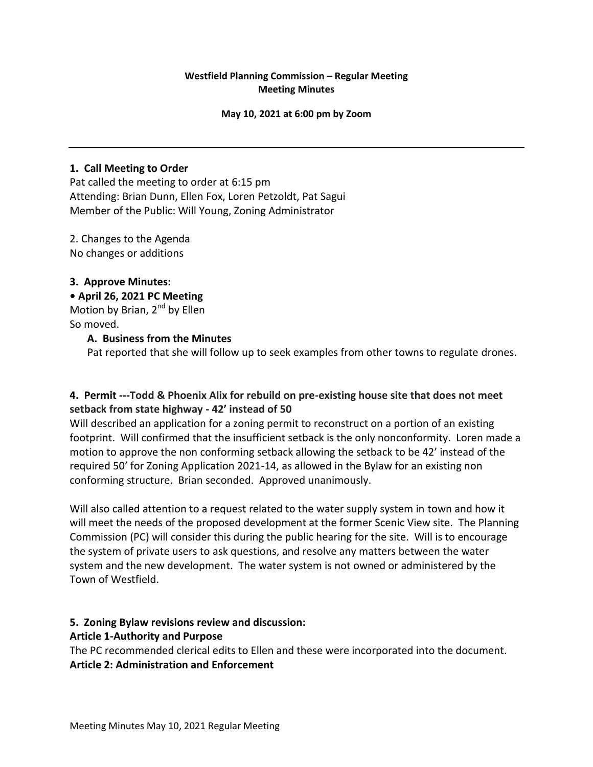**Westfield Planning Commission – Regular Meeting**
**Meeting Minutes**

**May 10, 2021 at 6:00 pm by Zoom**

---

### 1. Call Meeting to Order

Pat called the meeting to order at 6:15 pm
Attending: Brian Dunn, Ellen Fox, Loren Petzoldt, Pat Sagui
Member of the Public: Will Young, Zoning Administrator

2. Changes to the Agenda
No changes or additions

### 3. Approve Minutes:

**• April 26, 2021 PC Meeting**
Motion by Brian, 2nd by Ellen
So moved.

**A. Business from the Minutes**
Pat reported that she will follow up to seek examples from other towns to regulate drones.

### 4. Permit ---Todd & Phoenix Alix for rebuild on pre-existing house site that does not meet setback from state highway - 42' instead of 50

Will described an application for a zoning permit to reconstruct on a portion of an existing footprint. Will confirmed that the insufficient setback is the only nonconformity. Loren made a motion to approve the non conforming setback allowing the setback to be 42' instead of the required 50' for Zoning Application 2021-14, as allowed in the Bylaw for an existing non conforming structure. Brian seconded. Approved unanimously.

Will also called attention to a request related to the water supply system in town and how it will meet the needs of the proposed development at the former Scenic View site. The Planning Commission (PC) will consider this during the public hearing for the site. Will is to encourage the system of private users to ask questions, and resolve any matters between the water system and the new development. The water system is not owned or administered by the Town of Westfield.

### 5. Zoning Bylaw revisions review and discussion:

**Article 1-Authority and Purpose**
The PC recommended clerical edits to Ellen and these were incorporated into the document.
**Article 2: Administration and Enforcement**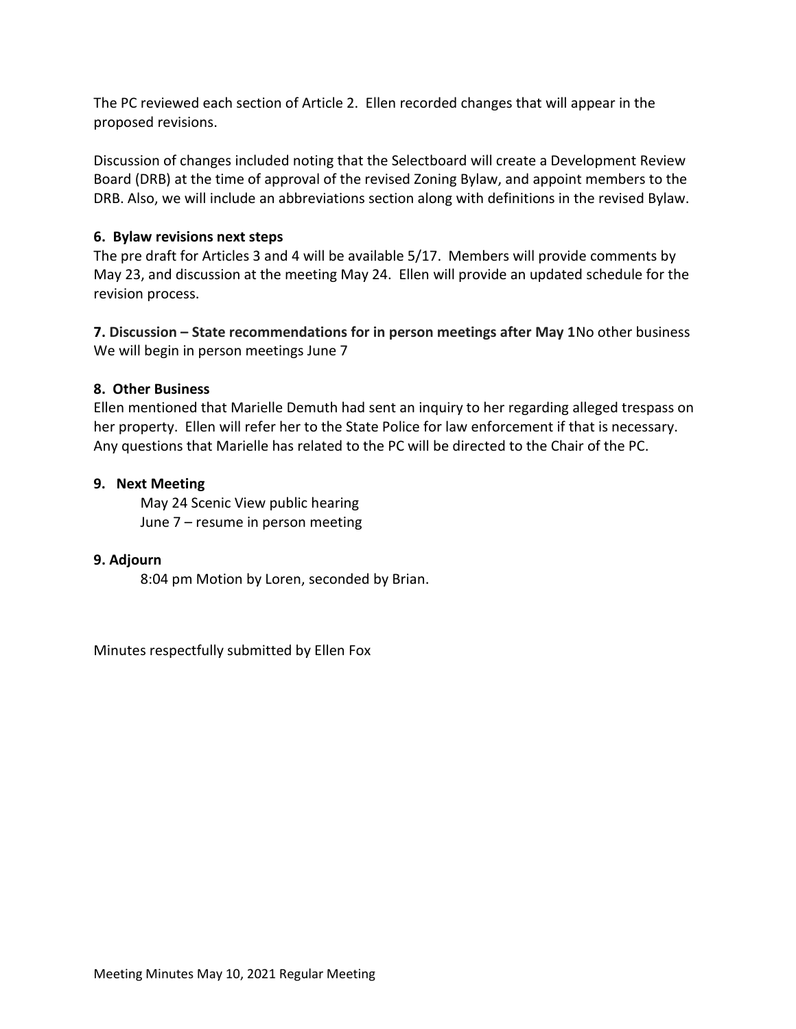The PC reviewed each section of Article 2. Ellen recorded changes that will appear in the proposed revisions.

Discussion of changes included noting that the Selectboard will create a Development Review Board (DRB) at the time of approval of the revised Zoning Bylaw, and appoint members to the DRB. Also, we will include an abbreviations section along with definitions in the revised Bylaw.

**6. Bylaw revisions next steps**

The pre draft for Articles 3 and 4 will be available 5/17. Members will provide comments by May 23, and discussion at the meeting May 24. Ellen will provide an updated schedule for the revision process.

**7. Discussion – State recommendations for in person meetings after May 1**No other business
We will begin in person meetings June 7

**8. Other Business**

Ellen mentioned that Marielle Demuth had sent an inquiry to her regarding alleged trespass on her property. Ellen will refer her to the State Police for law enforcement if that is necessary. Any questions that Marielle has related to the PC will be directed to the Chair of the PC.

**9. Next Meeting**

May 24 Scenic View public hearing
June 7 – resume in person meeting

**9. Adjourn**

8:04 pm Motion by Loren, seconded by Brian.

Minutes respectfully submitted by Ellen Fox

Meeting Minutes May 10, 2021 Regular Meeting